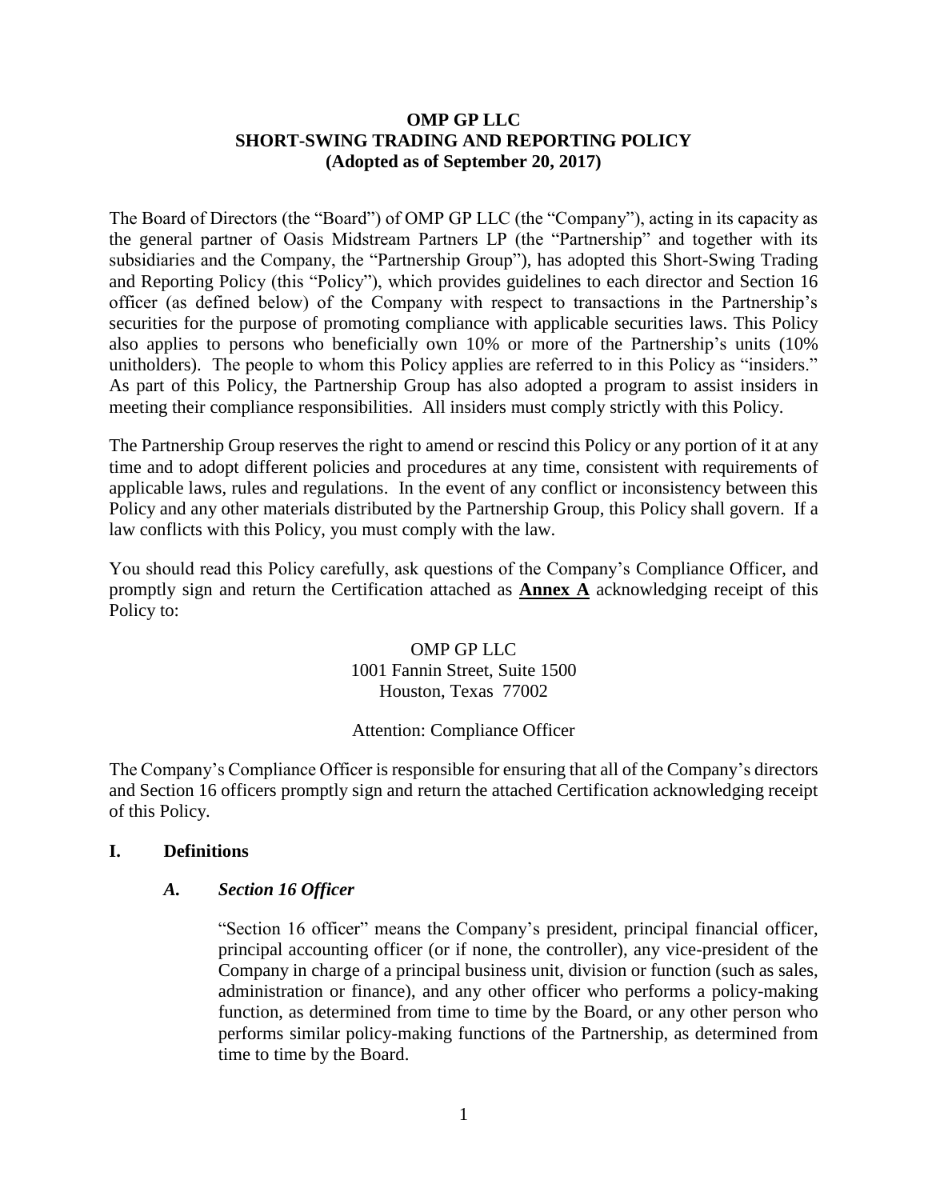**OMP GP LLC**
**SHORT-SWING TRADING AND REPORTING POLICY**
**(Adopted as of September 20, 2017)**

The Board of Directors (the "Board") of OMP GP LLC (the "Company"), acting in its capacity as the general partner of Oasis Midstream Partners LP (the "Partnership" and together with its subsidiaries and the Company, the "Partnership Group"), has adopted this Short-Swing Trading and Reporting Policy (this "Policy"), which provides guidelines to each director and Section 16 officer (as defined below) of the Company with respect to transactions in the Partnership's securities for the purpose of promoting compliance with applicable securities laws. This Policy also applies to persons who beneficially own 10% or more of the Partnership's units (10% unitholders). The people to whom this Policy applies are referred to in this Policy as "insiders." As part of this Policy, the Partnership Group has also adopted a program to assist insiders in meeting their compliance responsibilities. All insiders must comply strictly with this Policy.

The Partnership Group reserves the right to amend or rescind this Policy or any portion of it at any time and to adopt different policies and procedures at any time, consistent with requirements of applicable laws, rules and regulations. In the event of any conflict or inconsistency between this Policy and any other materials distributed by the Partnership Group, this Policy shall govern. If a law conflicts with this Policy, you must comply with the law.

You should read this Policy carefully, ask questions of the Company's Compliance Officer, and promptly sign and return the Certification attached as **Annex A** acknowledging receipt of this Policy to:

OMP GP LLC
1001 Fannin Street, Suite 1500
Houston, Texas 77002

Attention: Compliance Officer

The Company's Compliance Officer is responsible for ensuring that all of the Company's directors and Section 16 officers promptly sign and return the attached Certification acknowledging receipt of this Policy.

## I. Definitions

### *A. Section 16 Officer*

"Section 16 officer" means the Company's president, principal financial officer, principal accounting officer (or if none, the controller), any vice-president of the Company in charge of a principal business unit, division or function (such as sales, administration or finance), and any other officer who performs a policy-making function, as determined from time to time by the Board, or any other person who performs similar policy-making functions of the Partnership, as determined from time to time by the Board.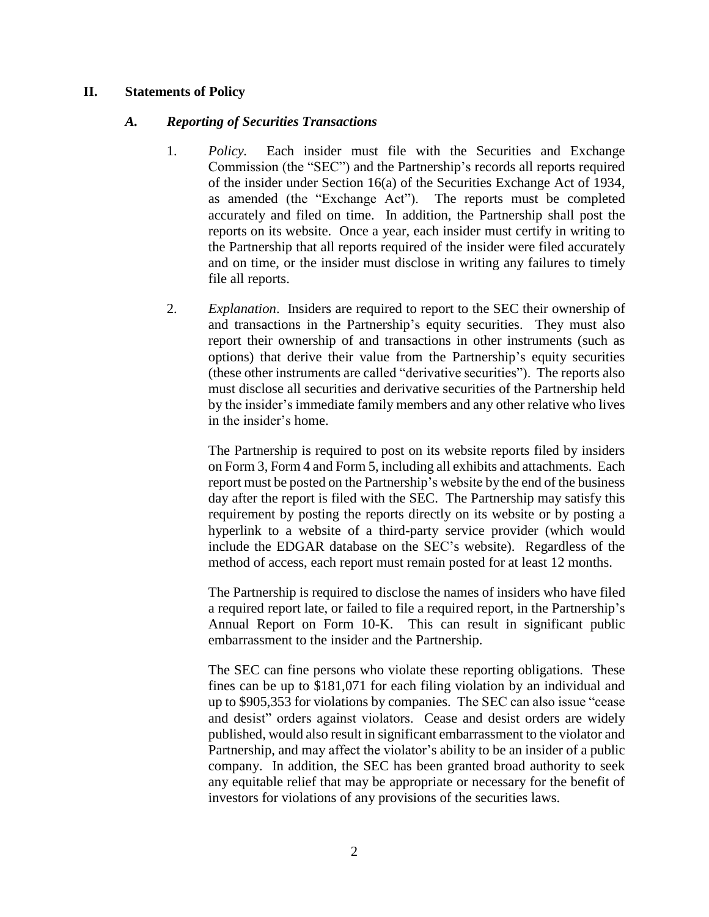## II. Statements of Policy

### *A. Reporting of Securities Transactions*

1. *Policy.* Each insider must file with the Securities and Exchange Commission (the "SEC") and the Partnership's records all reports required of the insider under Section 16(a) of the Securities Exchange Act of 1934, as amended (the "Exchange Act"). The reports must be completed accurately and filed on time. In addition, the Partnership shall post the reports on its website. Once a year, each insider must certify in writing to the Partnership that all reports required of the insider were filed accurately and on time, or the insider must disclose in writing any failures to timely file all reports.

2. *Explanation*. Insiders are required to report to the SEC their ownership of and transactions in the Partnership's equity securities. They must also report their ownership of and transactions in other instruments (such as options) that derive their value from the Partnership's equity securities (these other instruments are called "derivative securities"). The reports also must disclose all securities and derivative securities of the Partnership held by the insider's immediate family members and any other relative who lives in the insider's home.

   The Partnership is required to post on its website reports filed by insiders on Form 3, Form 4 and Form 5, including all exhibits and attachments. Each report must be posted on the Partnership's website by the end of the business day after the report is filed with the SEC. The Partnership may satisfy this requirement by posting the reports directly on its website or by posting a hyperlink to a website of a third-party service provider (which would include the EDGAR database on the SEC's website). Regardless of the method of access, each report must remain posted for at least 12 months.

   The Partnership is required to disclose the names of insiders who have filed a required report late, or failed to file a required report, in the Partnership's Annual Report on Form 10-K. This can result in significant public embarrassment to the insider and the Partnership.

   The SEC can fine persons who violate these reporting obligations. These fines can be up to $181,071 for each filing violation by an individual and up to $905,353 for violations by companies. The SEC can also issue "cease and desist" orders against violators. Cease and desist orders are widely published, would also result in significant embarrassment to the violator and Partnership, and may affect the violator's ability to be an insider of a public company. In addition, the SEC has been granted broad authority to seek any equitable relief that may be appropriate or necessary for the benefit of investors for violations of any provisions of the securities laws.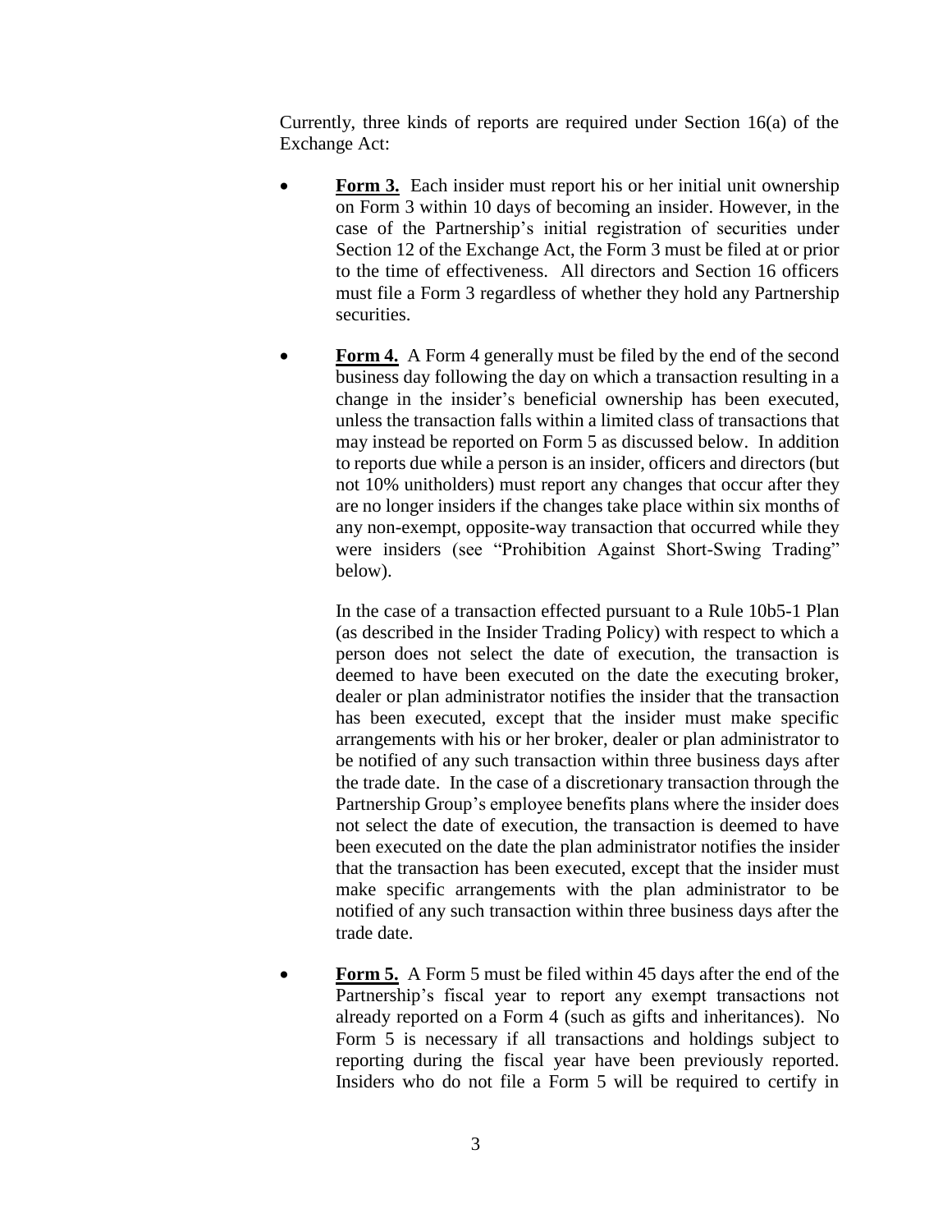Currently, three kinds of reports are required under Section 16(a) of the Exchange Act:

- **Form 3.** Each insider must report his or her initial unit ownership on Form 3 within 10 days of becoming an insider. However, in the case of the Partnership's initial registration of securities under Section 12 of the Exchange Act, the Form 3 must be filed at or prior to the time of effectiveness. All directors and Section 16 officers must file a Form 3 regardless of whether they hold any Partnership securities.

- **Form 4.** A Form 4 generally must be filed by the end of the second business day following the day on which a transaction resulting in a change in the insider's beneficial ownership has been executed, unless the transaction falls within a limited class of transactions that may instead be reported on Form 5 as discussed below. In addition to reports due while a person is an insider, officers and directors (but not 10% unitholders) must report any changes that occur after they are no longer insiders if the changes take place within six months of any non-exempt, opposite-way transaction that occurred while they were insiders (see "Prohibition Against Short-Swing Trading" below).

  In the case of a transaction effected pursuant to a Rule 10b5-1 Plan (as described in the Insider Trading Policy) with respect to which a person does not select the date of execution, the transaction is deemed to have been executed on the date the executing broker, dealer or plan administrator notifies the insider that the transaction has been executed, except that the insider must make specific arrangements with his or her broker, dealer or plan administrator to be notified of any such transaction within three business days after the trade date. In the case of a discretionary transaction through the Partnership Group's employee benefits plans where the insider does not select the date of execution, the transaction is deemed to have been executed on the date the plan administrator notifies the insider that the transaction has been executed, except that the insider must make specific arrangements with the plan administrator to be notified of any such transaction within three business days after the trade date.

- **Form 5.** A Form 5 must be filed within 45 days after the end of the Partnership's fiscal year to report any exempt transactions not already reported on a Form 4 (such as gifts and inheritances). No Form 5 is necessary if all transactions and holdings subject to reporting during the fiscal year have been previously reported. Insiders who do not file a Form 5 will be required to certify in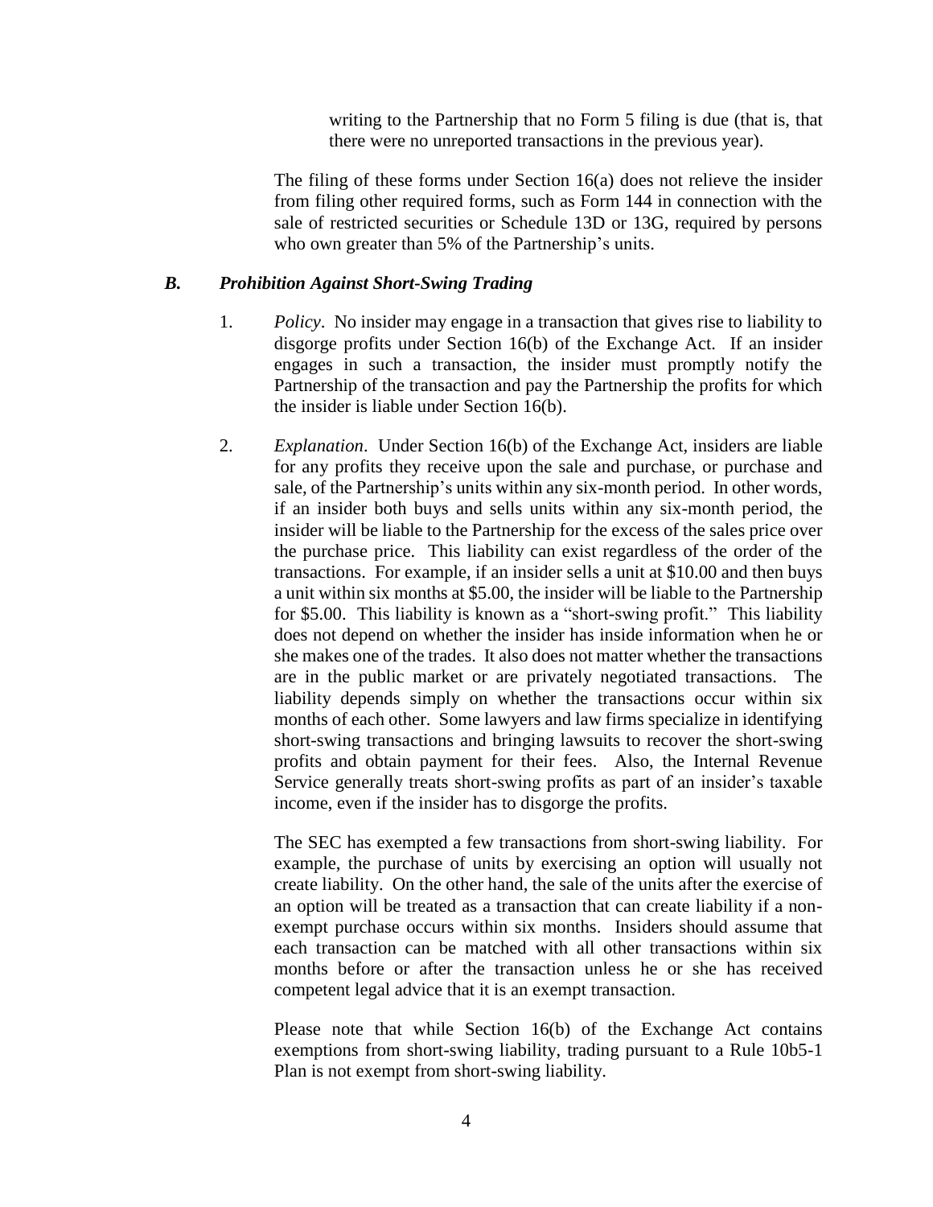writing to the Partnership that no Form 5 filing is due (that is, that there were no unreported transactions in the previous year).

The filing of these forms under Section 16(a) does not relieve the insider from filing other required forms, such as Form 144 in connection with the sale of restricted securities or Schedule 13D or 13G, required by persons who own greater than 5% of the Partnership's units.

### *B. Prohibition Against Short-Swing Trading*

1. *Policy*. No insider may engage in a transaction that gives rise to liability to disgorge profits under Section 16(b) of the Exchange Act. If an insider engages in such a transaction, the insider must promptly notify the Partnership of the transaction and pay the Partnership the profits for which the insider is liable under Section 16(b).

2. *Explanation*. Under Section 16(b) of the Exchange Act, insiders are liable for any profits they receive upon the sale and purchase, or purchase and sale, of the Partnership's units within any six-month period. In other words, if an insider both buys and sells units within any six-month period, the insider will be liable to the Partnership for the excess of the sales price over the purchase price. This liability can exist regardless of the order of the transactions. For example, if an insider sells a unit at $10.00 and then buys a unit within six months at $5.00, the insider will be liable to the Partnership for $5.00. This liability is known as a "short-swing profit." This liability does not depend on whether the insider has inside information when he or she makes one of the trades. It also does not matter whether the transactions are in the public market or are privately negotiated transactions. The liability depends simply on whether the transactions occur within six months of each other. Some lawyers and law firms specialize in identifying short-swing transactions and bringing lawsuits to recover the short-swing profits and obtain payment for their fees. Also, the Internal Revenue Service generally treats short-swing profits as part of an insider's taxable income, even if the insider has to disgorge the profits.

   The SEC has exempted a few transactions from short-swing liability. For example, the purchase of units by exercising an option will usually not create liability. On the other hand, the sale of the units after the exercise of an option will be treated as a transaction that can create liability if a non-exempt purchase occurs within six months. Insiders should assume that each transaction can be matched with all other transactions within six months before or after the transaction unless he or she has received competent legal advice that it is an exempt transaction.

   Please note that while Section 16(b) of the Exchange Act contains exemptions from short-swing liability, trading pursuant to a Rule 10b5-1 Plan is not exempt from short-swing liability.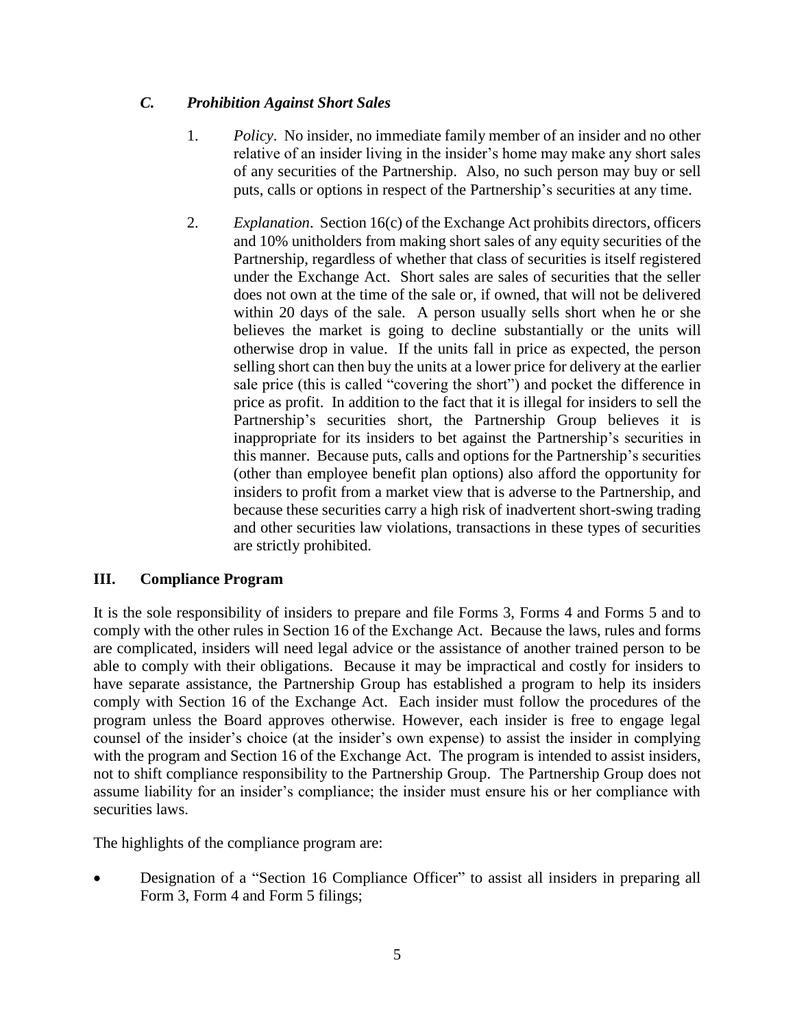### *C. Prohibition Against Short Sales*

1. *Policy*. No insider, no immediate family member of an insider and no other relative of an insider living in the insider's home may make any short sales of any securities of the Partnership. Also, no such person may buy or sell puts, calls or options in respect of the Partnership's securities at any time.

2. *Explanation*. Section 16(c) of the Exchange Act prohibits directors, officers and 10% unitholders from making short sales of any equity securities of the Partnership, regardless of whether that class of securities is itself registered under the Exchange Act. Short sales are sales of securities that the seller does not own at the time of the sale or, if owned, that will not be delivered within 20 days of the sale. A person usually sells short when he or she believes the market is going to decline substantially or the units will otherwise drop in value. If the units fall in price as expected, the person selling short can then buy the units at a lower price for delivery at the earlier sale price (this is called "covering the short") and pocket the difference in price as profit. In addition to the fact that it is illegal for insiders to sell the Partnership's securities short, the Partnership Group believes it is inappropriate for its insiders to bet against the Partnership's securities in this manner. Because puts, calls and options for the Partnership's securities (other than employee benefit plan options) also afford the opportunity for insiders to profit from a market view that is adverse to the Partnership, and because these securities carry a high risk of inadvertent short-swing trading and other securities law violations, transactions in these types of securities are strictly prohibited.

## III. Compliance Program

It is the sole responsibility of insiders to prepare and file Forms 3, Forms 4 and Forms 5 and to comply with the other rules in Section 16 of the Exchange Act. Because the laws, rules and forms are complicated, insiders will need legal advice or the assistance of another trained person to be able to comply with their obligations. Because it may be impractical and costly for insiders to have separate assistance, the Partnership Group has established a program to help its insiders comply with Section 16 of the Exchange Act. Each insider must follow the procedures of the program unless the Board approves otherwise. However, each insider is free to engage legal counsel of the insider's choice (at the insider's own expense) to assist the insider in complying with the program and Section 16 of the Exchange Act. The program is intended to assist insiders, not to shift compliance responsibility to the Partnership Group. The Partnership Group does not assume liability for an insider's compliance; the insider must ensure his or her compliance with securities laws.

The highlights of the compliance program are:

- Designation of a "Section 16 Compliance Officer" to assist all insiders in preparing all Form 3, Form 4 and Form 5 filings;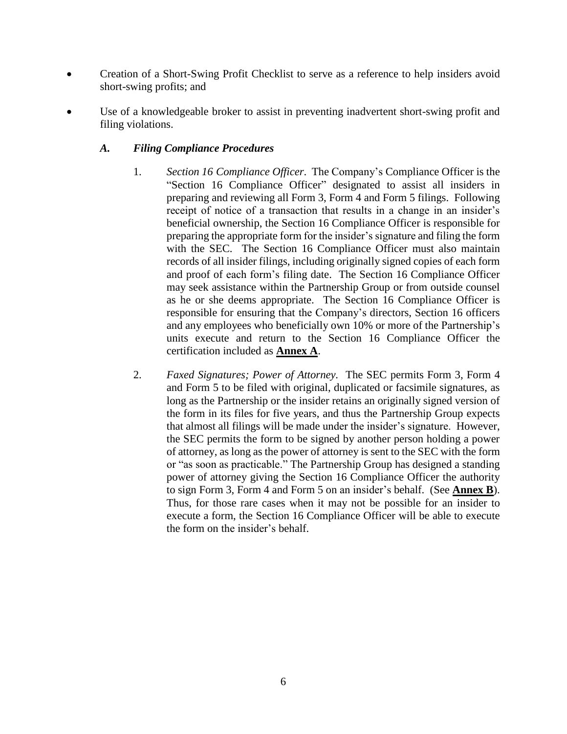- Creation of a Short-Swing Profit Checklist to serve as a reference to help insiders avoid short-swing profits; and
- Use of a knowledgeable broker to assist in preventing inadvertent short-swing profit and filing violations.

### *A. Filing Compliance Procedures*

1. *Section 16 Compliance Officer*. The Company's Compliance Officer is the "Section 16 Compliance Officer" designated to assist all insiders in preparing and reviewing all Form 3, Form 4 and Form 5 filings. Following receipt of notice of a transaction that results in a change in an insider's beneficial ownership, the Section 16 Compliance Officer is responsible for preparing the appropriate form for the insider's signature and filing the form with the SEC. The Section 16 Compliance Officer must also maintain records of all insider filings, including originally signed copies of each form and proof of each form's filing date. The Section 16 Compliance Officer may seek assistance within the Partnership Group or from outside counsel as he or she deems appropriate. The Section 16 Compliance Officer is responsible for ensuring that the Company's directors, Section 16 officers and any employees who beneficially own 10% or more of the Partnership's units execute and return to the Section 16 Compliance Officer the certification included as **Annex A**.

2. *Faxed Signatures; Power of Attorney*. The SEC permits Form 3, Form 4 and Form 5 to be filed with original, duplicated or facsimile signatures, as long as the Partnership or the insider retains an originally signed version of the form in its files for five years, and thus the Partnership Group expects that almost all filings will be made under the insider's signature. However, the SEC permits the form to be signed by another person holding a power of attorney, as long as the power of attorney is sent to the SEC with the form or "as soon as practicable." The Partnership Group has designed a standing power of attorney giving the Section 16 Compliance Officer the authority to sign Form 3, Form 4 and Form 5 on an insider's behalf. (See **Annex B**). Thus, for those rare cases when it may not be possible for an insider to execute a form, the Section 16 Compliance Officer will be able to execute the form on the insider's behalf.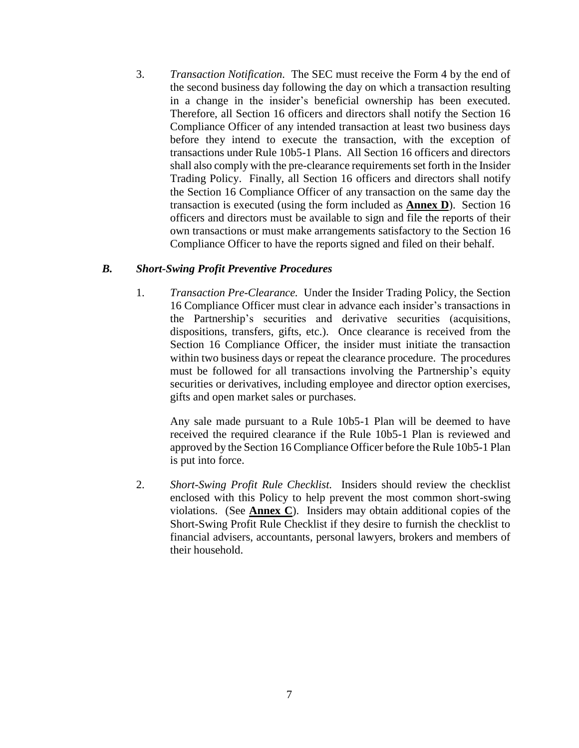3. *Transaction Notification.* The SEC must receive the Form 4 by the end of the second business day following the day on which a transaction resulting in a change in the insider's beneficial ownership has been executed. Therefore, all Section 16 officers and directors shall notify the Section 16 Compliance Officer of any intended transaction at least two business days before they intend to execute the transaction, with the exception of transactions under Rule 10b5-1 Plans. All Section 16 officers and directors shall also comply with the pre-clearance requirements set forth in the Insider Trading Policy. Finally, all Section 16 officers and directors shall notify the Section 16 Compliance Officer of any transaction on the same day the transaction is executed (using the form included as **Annex D**). Section 16 officers and directors must be available to sign and file the reports of their own transactions or must make arrangements satisfactory to the Section 16 Compliance Officer to have the reports signed and filed on their behalf.

### *B. Short-Swing Profit Preventive Procedures*

1. *Transaction Pre-Clearance.* Under the Insider Trading Policy, the Section 16 Compliance Officer must clear in advance each insider's transactions in the Partnership's securities and derivative securities (acquisitions, dispositions, transfers, gifts, etc.). Once clearance is received from the Section 16 Compliance Officer, the insider must initiate the transaction within two business days or repeat the clearance procedure. The procedures must be followed for all transactions involving the Partnership's equity securities or derivatives, including employee and director option exercises, gifts and open market sales or purchases.

   Any sale made pursuant to a Rule 10b5-1 Plan will be deemed to have received the required clearance if the Rule 10b5-1 Plan is reviewed and approved by the Section 16 Compliance Officer before the Rule 10b5-1 Plan is put into force.

2. *Short-Swing Profit Rule Checklist.* Insiders should review the checklist enclosed with this Policy to help prevent the most common short-swing violations. (See **Annex C**). Insiders may obtain additional copies of the Short-Swing Profit Rule Checklist if they desire to furnish the checklist to financial advisers, accountants, personal lawyers, brokers and members of their household.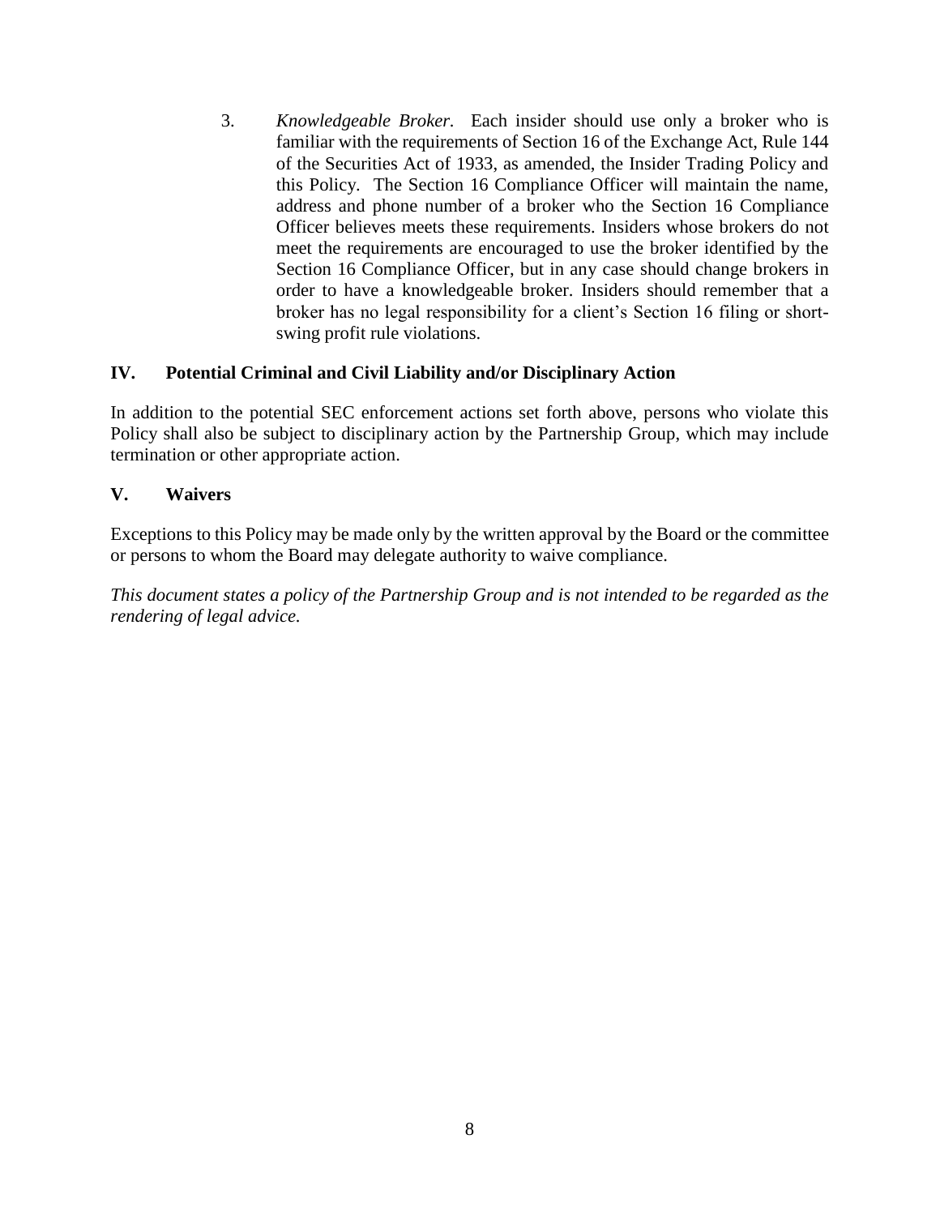3. *Knowledgeable Broker.* Each insider should use only a broker who is familiar with the requirements of Section 16 of the Exchange Act, Rule 144 of the Securities Act of 1933, as amended, the Insider Trading Policy and this Policy. The Section 16 Compliance Officer will maintain the name, address and phone number of a broker who the Section 16 Compliance Officer believes meets these requirements. Insiders whose brokers do not meet the requirements are encouraged to use the broker identified by the Section 16 Compliance Officer, but in any case should change brokers in order to have a knowledgeable broker. Insiders should remember that a broker has no legal responsibility for a client's Section 16 filing or short-swing profit rule violations.

## IV. Potential Criminal and Civil Liability and/or Disciplinary Action

In addition to the potential SEC enforcement actions set forth above, persons who violate this Policy shall also be subject to disciplinary action by the Partnership Group, which may include termination or other appropriate action.

## V. Waivers

Exceptions to this Policy may be made only by the written approval by the Board or the committee or persons to whom the Board may delegate authority to waive compliance.

*This document states a policy of the Partnership Group and is not intended to be regarded as the rendering of legal advice.*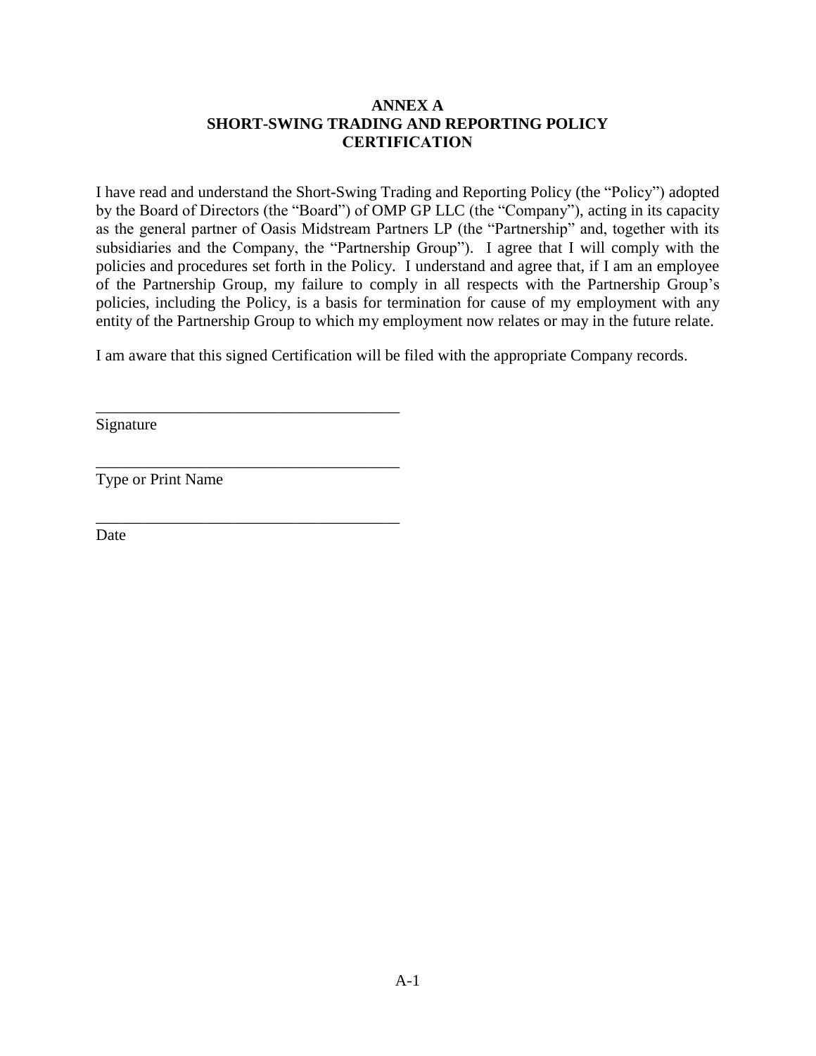**ANNEX A**
**SHORT-SWING TRADING AND REPORTING POLICY**
**CERTIFICATION**

I have read and understand the Short-Swing Trading and Reporting Policy (the "Policy") adopted by the Board of Directors (the "Board") of OMP GP LLC (the "Company"), acting in its capacity as the general partner of Oasis Midstream Partners LP (the "Partnership" and, together with its subsidiaries and the Company, the "Partnership Group"). I agree that I will comply with the policies and procedures set forth in the Policy. I understand and agree that, if I am an employee of the Partnership Group, my failure to comply in all respects with the Partnership Group's policies, including the Policy, is a basis for termination for cause of my employment with any entity of the Partnership Group to which my employment now relates or may in the future relate.

I am aware that this signed Certification will be filed with the appropriate Company records.

______________________________________
Signature

______________________________________
Type or Print Name

______________________________________
Date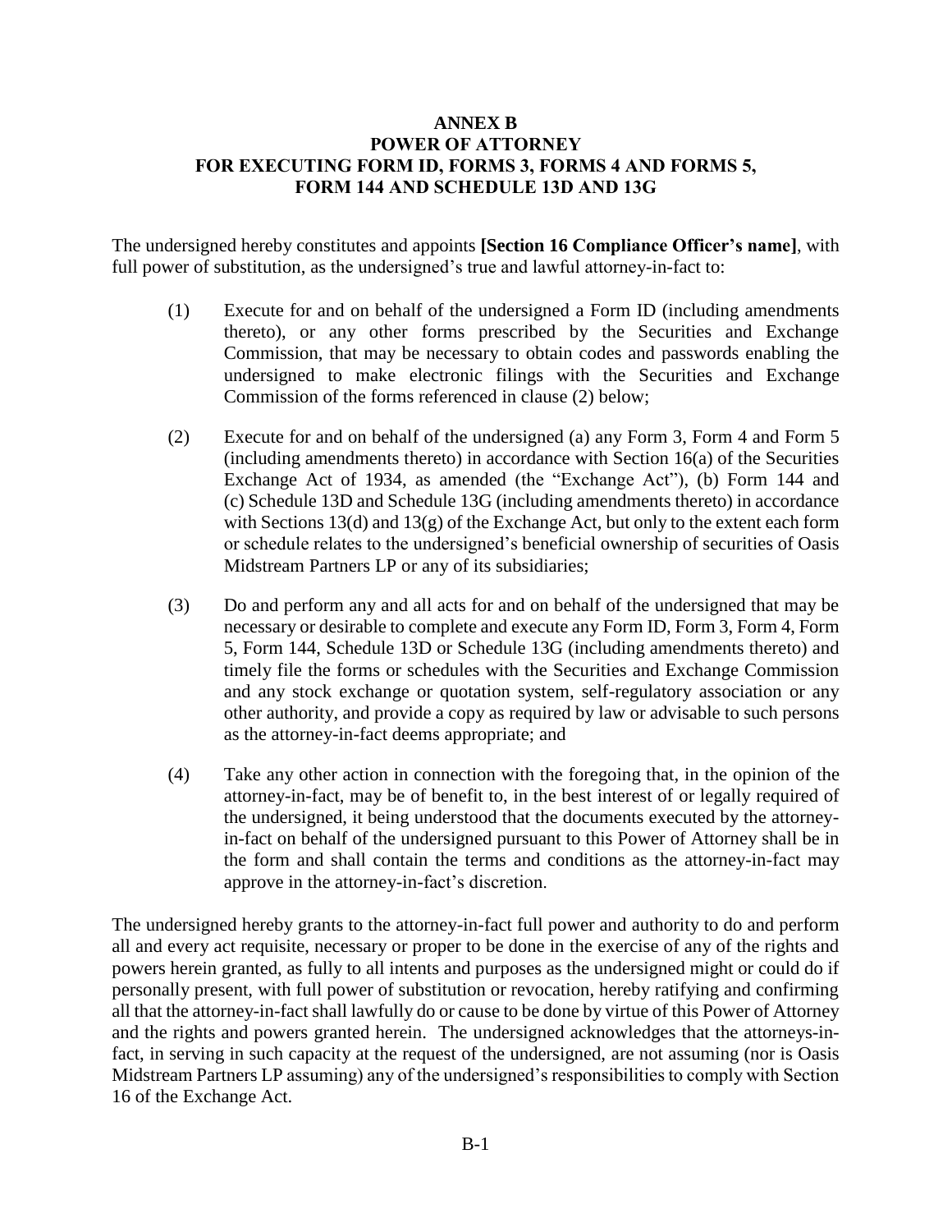# ANNEX B
# POWER OF ATTORNEY
# FOR EXECUTING FORM ID, FORMS 3, FORMS 4 AND FORMS 5, FORM 144 AND SCHEDULE 13D AND 13G

The undersigned hereby constitutes and appoints **[Section 16 Compliance Officer's name]**, with full power of substitution, as the undersigned's true and lawful attorney-in-fact to:

(1) Execute for and on behalf of the undersigned a Form ID (including amendments thereto), or any other forms prescribed by the Securities and Exchange Commission, that may be necessary to obtain codes and passwords enabling the undersigned to make electronic filings with the Securities and Exchange Commission of the forms referenced in clause (2) below;

(2) Execute for and on behalf of the undersigned (a) any Form 3, Form 4 and Form 5 (including amendments thereto) in accordance with Section 16(a) of the Securities Exchange Act of 1934, as amended (the "Exchange Act"), (b) Form 144 and (c) Schedule 13D and Schedule 13G (including amendments thereto) in accordance with Sections 13(d) and 13(g) of the Exchange Act, but only to the extent each form or schedule relates to the undersigned's beneficial ownership of securities of Oasis Midstream Partners LP or any of its subsidiaries;

(3) Do and perform any and all acts for and on behalf of the undersigned that may be necessary or desirable to complete and execute any Form ID, Form 3, Form 4, Form 5, Form 144, Schedule 13D or Schedule 13G (including amendments thereto) and timely file the forms or schedules with the Securities and Exchange Commission and any stock exchange or quotation system, self-regulatory association or any other authority, and provide a copy as required by law or advisable to such persons as the attorney-in-fact deems appropriate; and

(4) Take any other action in connection with the foregoing that, in the opinion of the attorney-in-fact, may be of benefit to, in the best interest of or legally required of the undersigned, it being understood that the documents executed by the attorney-in-fact on behalf of the undersigned pursuant to this Power of Attorney shall be in the form and shall contain the terms and conditions as the attorney-in-fact may approve in the attorney-in-fact's discretion.

The undersigned hereby grants to the attorney-in-fact full power and authority to do and perform all and every act requisite, necessary or proper to be done in the exercise of any of the rights and powers herein granted, as fully to all intents and purposes as the undersigned might or could do if personally present, with full power of substitution or revocation, hereby ratifying and confirming all that the attorney-in-fact shall lawfully do or cause to be done by virtue of this Power of Attorney and the rights and powers granted herein. The undersigned acknowledges that the attorneys-in-fact, in serving in such capacity at the request of the undersigned, are not assuming (nor is Oasis Midstream Partners LP assuming) any of the undersigned's responsibilities to comply with Section 16 of the Exchange Act.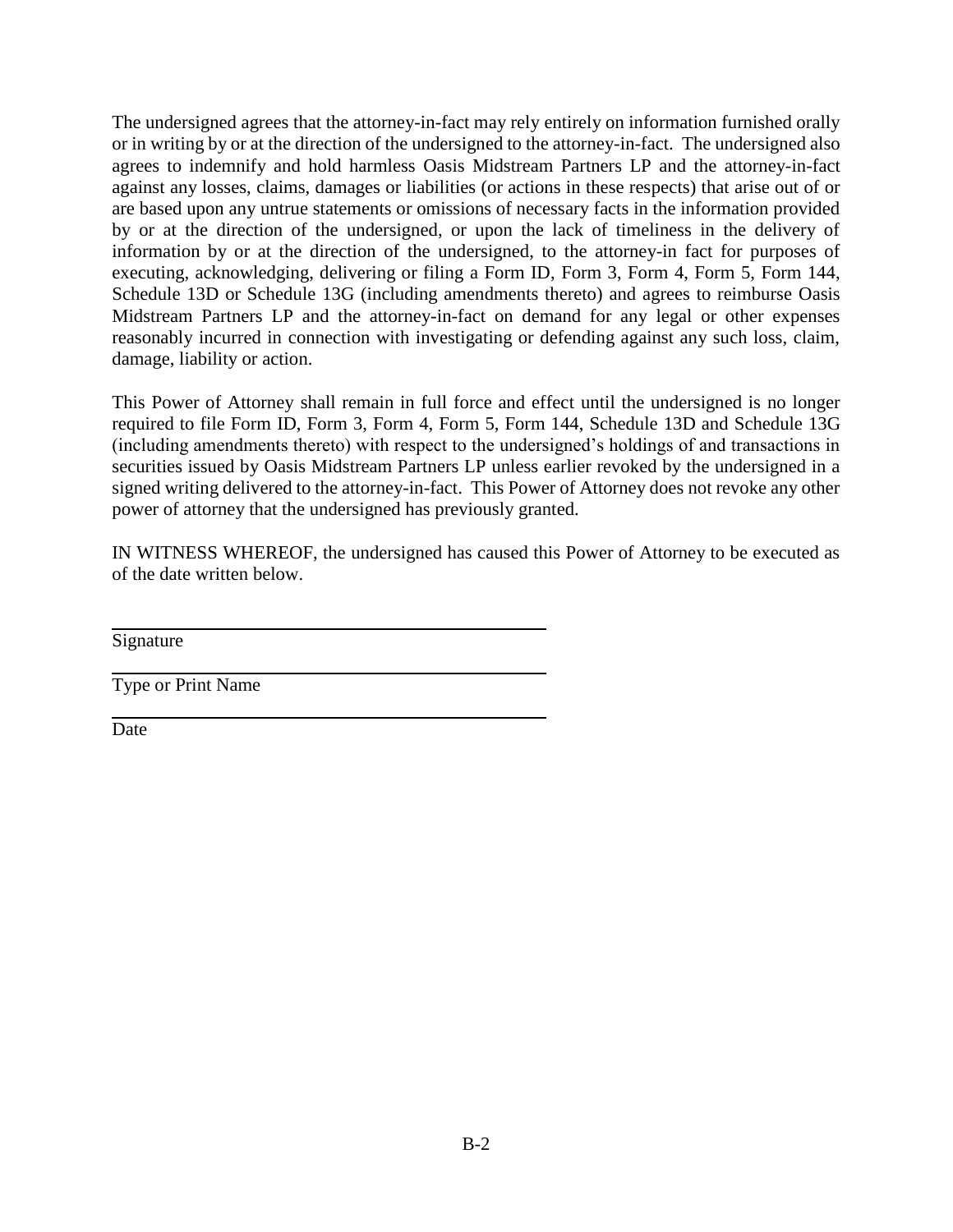The undersigned agrees that the attorney-in-fact may rely entirely on information furnished orally or in writing by or at the direction of the undersigned to the attorney-in-fact. The undersigned also agrees to indemnify and hold harmless Oasis Midstream Partners LP and the attorney-in-fact against any losses, claims, damages or liabilities (or actions in these respects) that arise out of or are based upon any untrue statements or omissions of necessary facts in the information provided by or at the direction of the undersigned, or upon the lack of timeliness in the delivery of information by or at the direction of the undersigned, to the attorney-in fact for purposes of executing, acknowledging, delivering or filing a Form ID, Form 3, Form 4, Form 5, Form 144, Schedule 13D or Schedule 13G (including amendments thereto) and agrees to reimburse Oasis Midstream Partners LP and the attorney-in-fact on demand for any legal or other expenses reasonably incurred in connection with investigating or defending against any such loss, claim, damage, liability or action.

This Power of Attorney shall remain in full force and effect until the undersigned is no longer required to file Form ID, Form 3, Form 4, Form 5, Form 144, Schedule 13D and Schedule 13G (including amendments thereto) with respect to the undersigned's holdings of and transactions in securities issued by Oasis Midstream Partners LP unless earlier revoked by the undersigned in a signed writing delivered to the attorney-in-fact. This Power of Attorney does not revoke any other power of attorney that the undersigned has previously granted.

IN WITNESS WHEREOF, the undersigned has caused this Power of Attorney to be executed as of the date written below.

\_\_\_\_\_\_\_\_\_\_\_\_\_\_\_\_\_\_\_\_\_\_\_\_\_\_\_\_\_\_\_\_\_\_\_\_\_\_\_\_

Signature

\_\_\_\_\_\_\_\_\_\_\_\_\_\_\_\_\_\_\_\_\_\_\_\_\_\_\_\_\_\_\_\_\_\_\_\_\_\_\_\_

Type or Print Name

\_\_\_\_\_\_\_\_\_\_\_\_\_\_\_\_\_\_\_\_\_\_\_\_\_\_\_\_\_\_\_\_\_\_\_\_\_\_\_\_

Date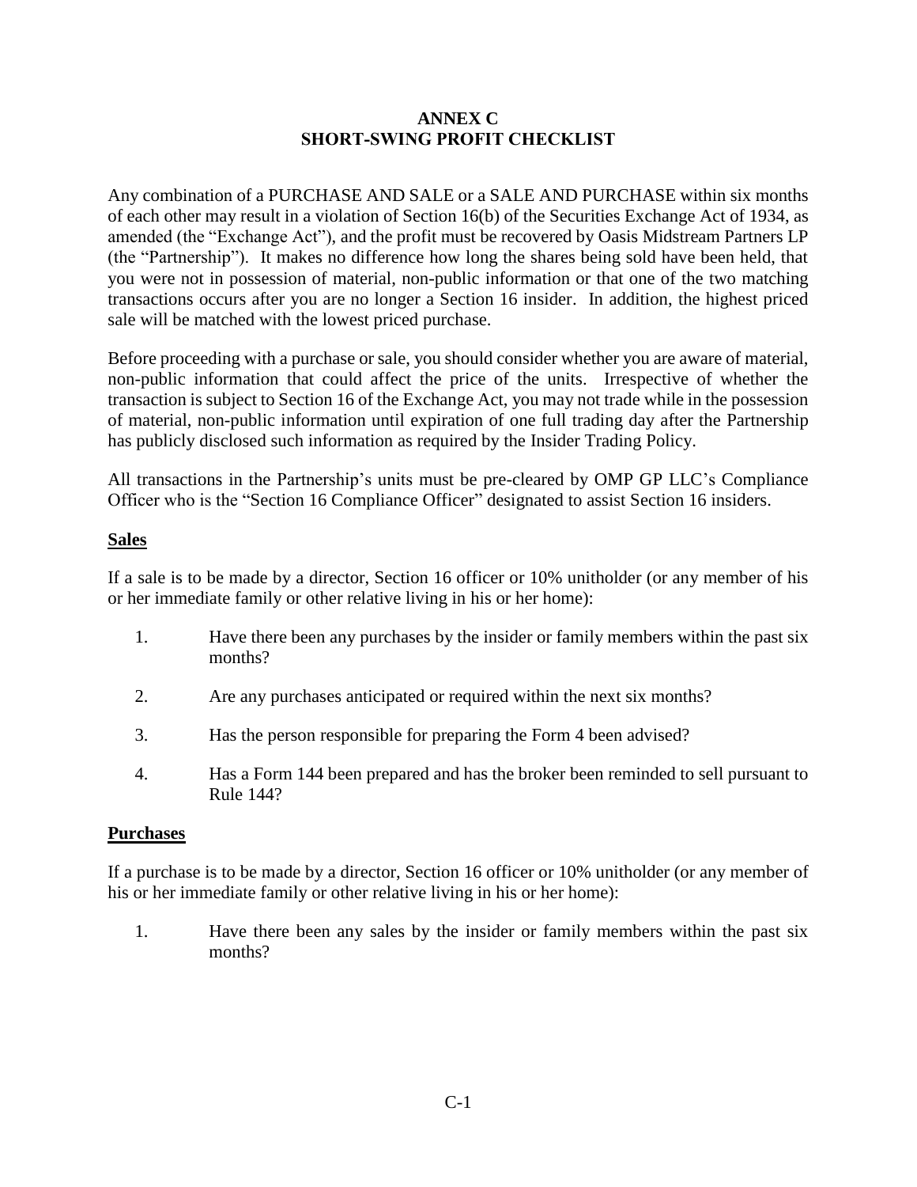# ANNEX C
## SHORT-SWING PROFIT CHECKLIST

Any combination of a PURCHASE AND SALE or a SALE AND PURCHASE within six months of each other may result in a violation of Section 16(b) of the Securities Exchange Act of 1934, as amended (the "Exchange Act"), and the profit must be recovered by Oasis Midstream Partners LP (the "Partnership"). It makes no difference how long the shares being sold have been held, that you were not in possession of material, non-public information or that one of the two matching transactions occurs after you are no longer a Section 16 insider. In addition, the highest priced sale will be matched with the lowest priced purchase.

Before proceeding with a purchase or sale, you should consider whether you are aware of material, non-public information that could affect the price of the units. Irrespective of whether the transaction is subject to Section 16 of the Exchange Act, you may not trade while in the possession of material, non-public information until expiration of one full trading day after the Partnership has publicly disclosed such information as required by the Insider Trading Policy.

All transactions in the Partnership's units must be pre-cleared by OMP GP LLC's Compliance Officer who is the "Section 16 Compliance Officer" designated to assist Section 16 insiders.

**Sales**

If a sale is to be made by a director, Section 16 officer or 10% unitholder (or any member of his or her immediate family or other relative living in his or her home):

1. Have there been any purchases by the insider or family members within the past six months?
2. Are any purchases anticipated or required within the next six months?
3. Has the person responsible for preparing the Form 4 been advised?
4. Has a Form 144 been prepared and has the broker been reminded to sell pursuant to Rule 144?

**Purchases**

If a purchase is to be made by a director, Section 16 officer or 10% unitholder (or any member of his or her immediate family or other relative living in his or her home):

1. Have there been any sales by the insider or family members within the past six months?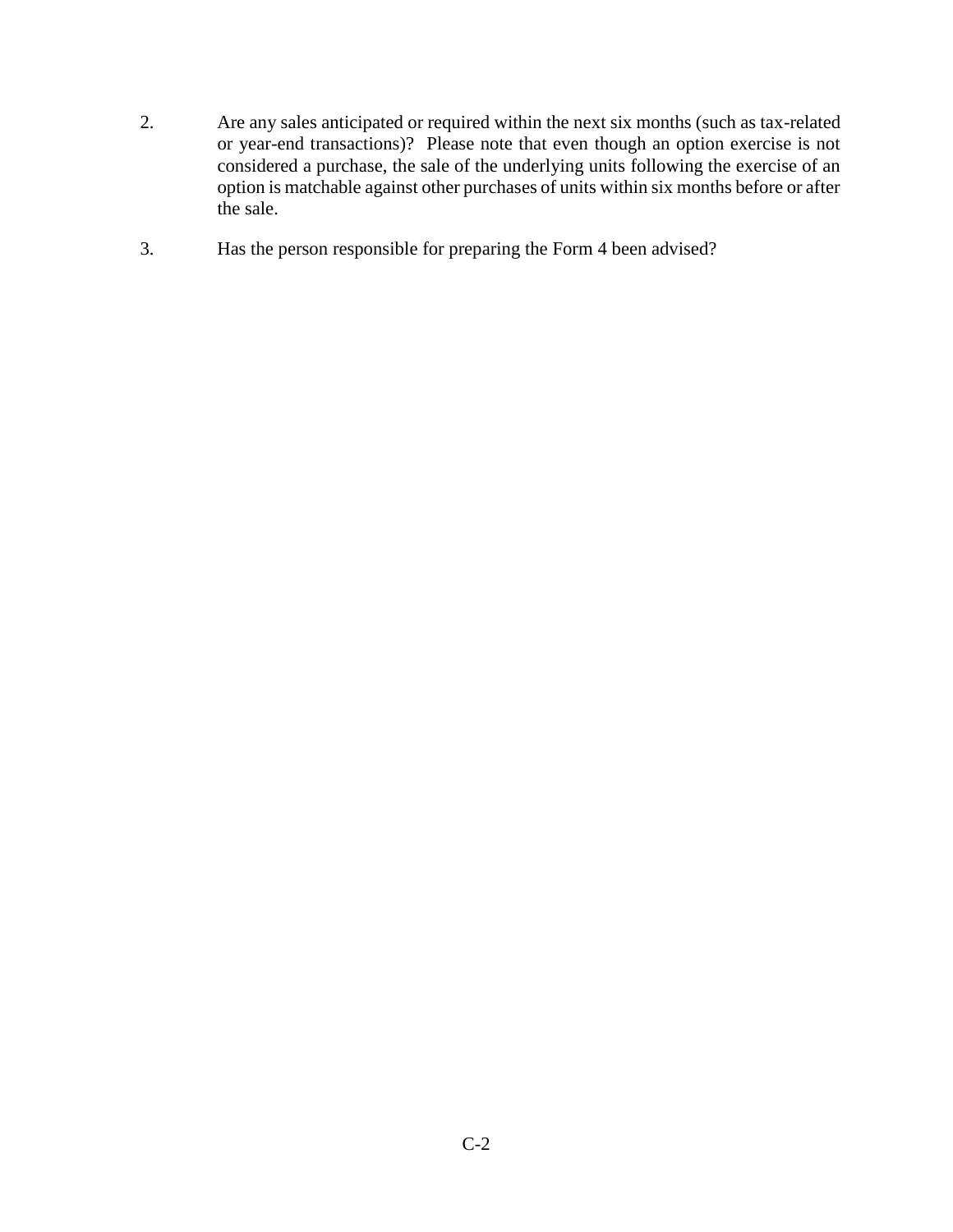2. Are any sales anticipated or required within the next six months (such as tax-related or year-end transactions)? Please note that even though an option exercise is not considered a purchase, the sale of the underlying units following the exercise of an option is matchable against other purchases of units within six months before or after the sale.

3. Has the person responsible for preparing the Form 4 been advised?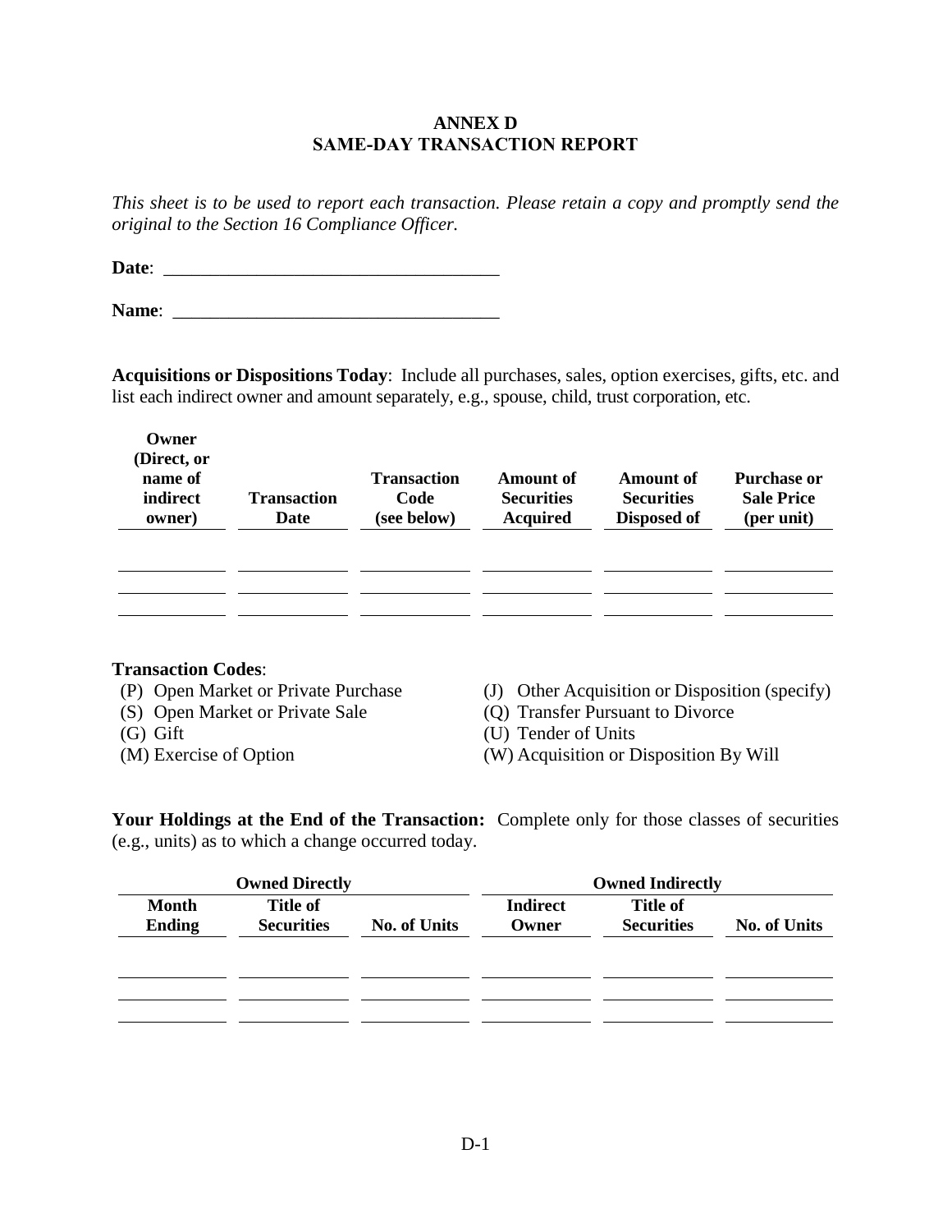# ANNEX D
## SAME-DAY TRANSACTION REPORT

*This sheet is to be used to report each transaction. Please retain a copy and promptly send the original to the Section 16 Compliance Officer.*

**Date**: ____________________________________

**Name**: ____________________________________

**Acquisitions or Dispositions Today**: Include all purchases, sales, option exercises, gifts, etc. and list each indirect owner and amount separately, e.g., spouse, child, trust corporation, etc.

| Owner (Direct, or name of indirect owner) | Transaction Date | Transaction Code (see below) | Amount of Securities Acquired | Amount of Securities Disposed of | Purchase or Sale Price (per unit) |
|---|---|---|---|---|---|
| | | | | | |
| | | | | | |
| | | | | | |

**Transaction Codes**:

(P) Open Market or Private Purchase
(S) Open Market or Private Sale
(G) Gift
(M) Exercise of Option
(J) Other Acquisition or Disposition (specify)
(Q) Transfer Pursuant to Divorce
(U) Tender of Units
(W) Acquisition or Disposition By Will

**Your Holdings at the End of the Transaction:** Complete only for those classes of securities (e.g., units) as to which a change occurred today.

| Owned Directly | | | Owned Indirectly | | |
|---|---|---|---|---|---|
| Month Ending | Title of Securities | No. of Units | Indirect Owner | Title of Securities | No. of Units |
| | | | | | |
| | | | | | |
| | | | | | |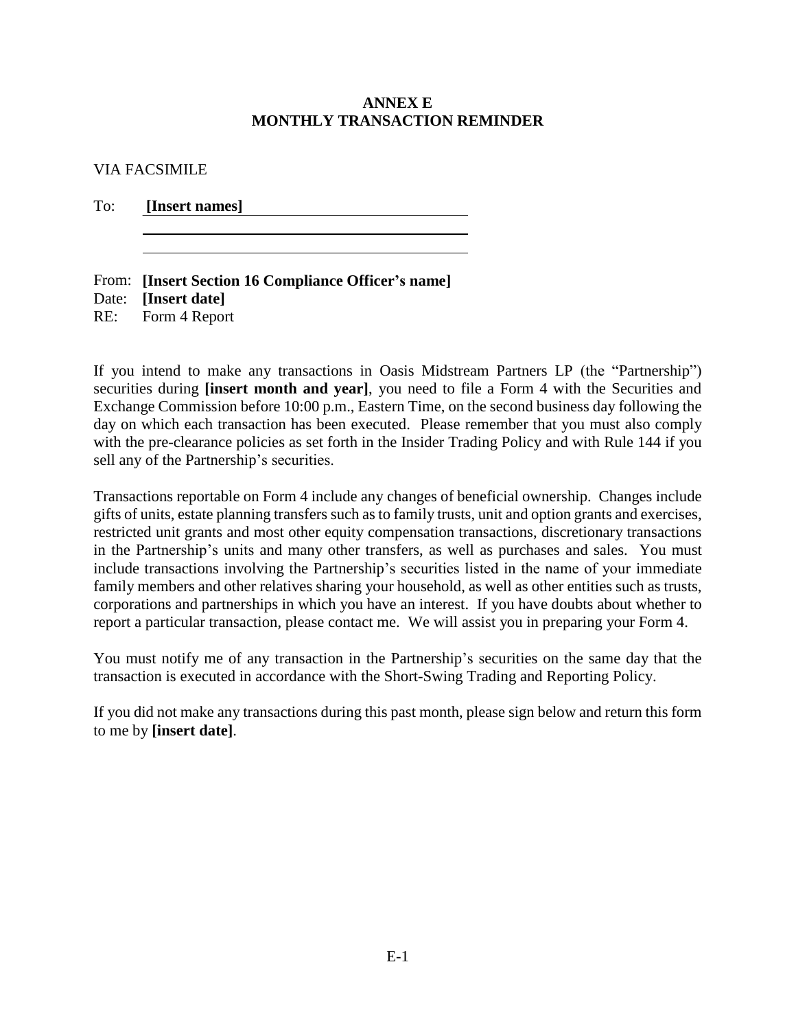# ANNEX E
# MONTHLY TRANSACTION REMINDER

VIA FACSIMILE

To: **[Insert names]**

From: **[Insert Section 16 Compliance Officer's name]**
Date: **[Insert date]**
RE: Form 4 Report

If you intend to make any transactions in Oasis Midstream Partners LP (the "Partnership") securities during **[insert month and year]**, you need to file a Form 4 with the Securities and Exchange Commission before 10:00 p.m., Eastern Time, on the second business day following the day on which each transaction has been executed. Please remember that you must also comply with the pre-clearance policies as set forth in the Insider Trading Policy and with Rule 144 if you sell any of the Partnership's securities.

Transactions reportable on Form 4 include any changes of beneficial ownership. Changes include gifts of units, estate planning transfers such as to family trusts, unit and option grants and exercises, restricted unit grants and most other equity compensation transactions, discretionary transactions in the Partnership's units and many other transfers, as well as purchases and sales. You must include transactions involving the Partnership's securities listed in the name of your immediate family members and other relatives sharing your household, as well as other entities such as trusts, corporations and partnerships in which you have an interest. If you have doubts about whether to report a particular transaction, please contact me. We will assist you in preparing your Form 4.

You must notify me of any transaction in the Partnership's securities on the same day that the transaction is executed in accordance with the Short-Swing Trading and Reporting Policy.

If you did not make any transactions during this past month, please sign below and return this form to me by **[insert date]**.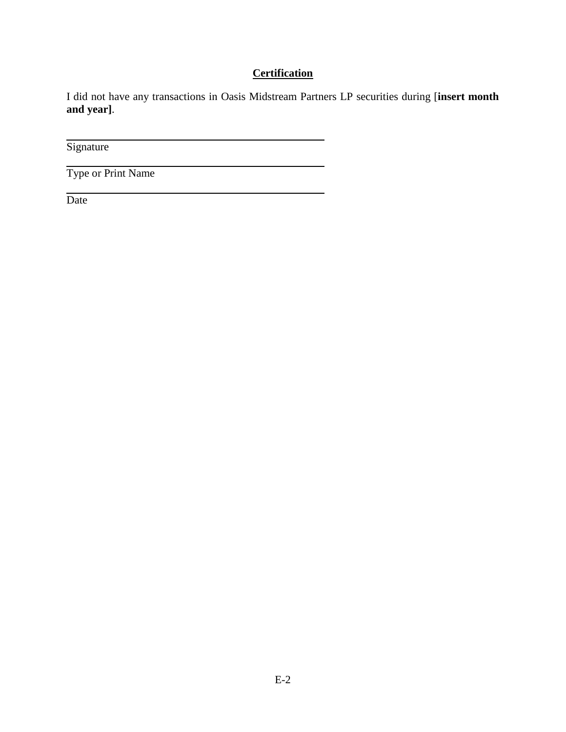**<u>Certification</u>**

I did not have any transactions in Oasis Midstream Partners LP securities during [**insert month and year]**.

\_\_\_\_\_\_\_\_\_\_\_\_\_\_\_\_\_\_\_\_\_\_\_\_\_\_\_\_\_\_\_\_\_\_\_\_\_\_\_\_
Signature

\_\_\_\_\_\_\_\_\_\_\_\_\_\_\_\_\_\_\_\_\_\_\_\_\_\_\_\_\_\_\_\_\_\_\_\_\_\_\_\_
Type or Print Name

\_\_\_\_\_\_\_\_\_\_\_\_\_\_\_\_\_\_\_\_\_\_\_\_\_\_\_\_\_\_\_\_\_\_\_\_\_\_\_\_
Date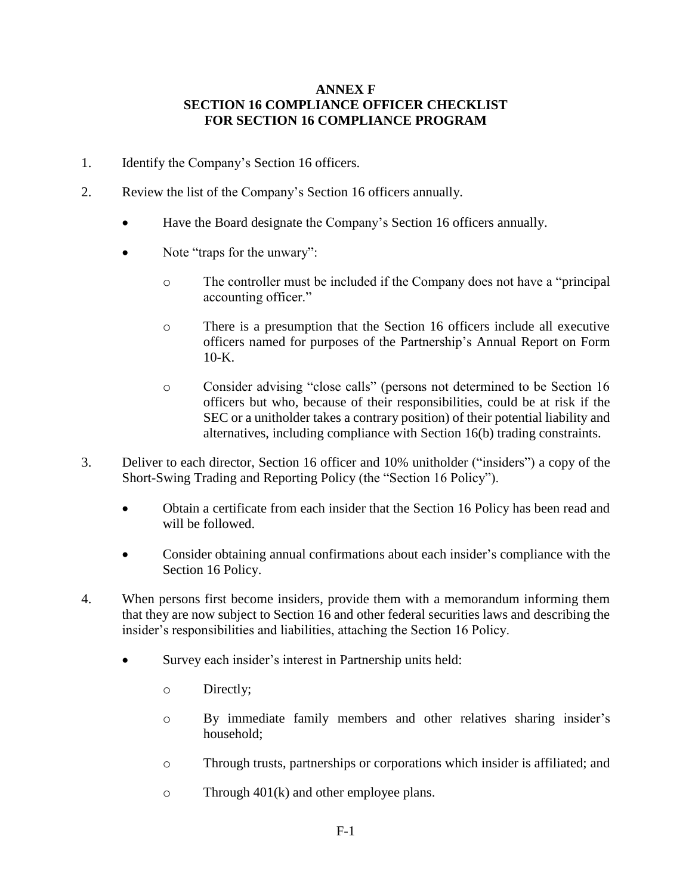# ANNEX F
## SECTION 16 COMPLIANCE OFFICER CHECKLIST
## FOR SECTION 16 COMPLIANCE PROGRAM

1. Identify the Company's Section 16 officers.

2. Review the list of the Company's Section 16 officers annually.

   - Have the Board designate the Company's Section 16 officers annually.

   - Note "traps for the unwary":

     - The controller must be included if the Company does not have a "principal accounting officer."

     - There is a presumption that the Section 16 officers include all executive officers named for purposes of the Partnership's Annual Report on Form 10-K.

     - Consider advising "close calls" (persons not determined to be Section 16 officers but who, because of their responsibilities, could be at risk if the SEC or a unitholder takes a contrary position) of their potential liability and alternatives, including compliance with Section 16(b) trading constraints.

3. Deliver to each director, Section 16 officer and 10% unitholder ("insiders") a copy of the Short-Swing Trading and Reporting Policy (the "Section 16 Policy").

   - Obtain a certificate from each insider that the Section 16 Policy has been read and will be followed.

   - Consider obtaining annual confirmations about each insider's compliance with the Section 16 Policy.

4. When persons first become insiders, provide them with a memorandum informing them that they are now subject to Section 16 and other federal securities laws and describing the insider's responsibilities and liabilities, attaching the Section 16 Policy.

   - Survey each insider's interest in Partnership units held:

     - Directly;

     - By immediate family members and other relatives sharing insider's household;

     - Through trusts, partnerships or corporations which insider is affiliated; and

     - Through 401(k) and other employee plans.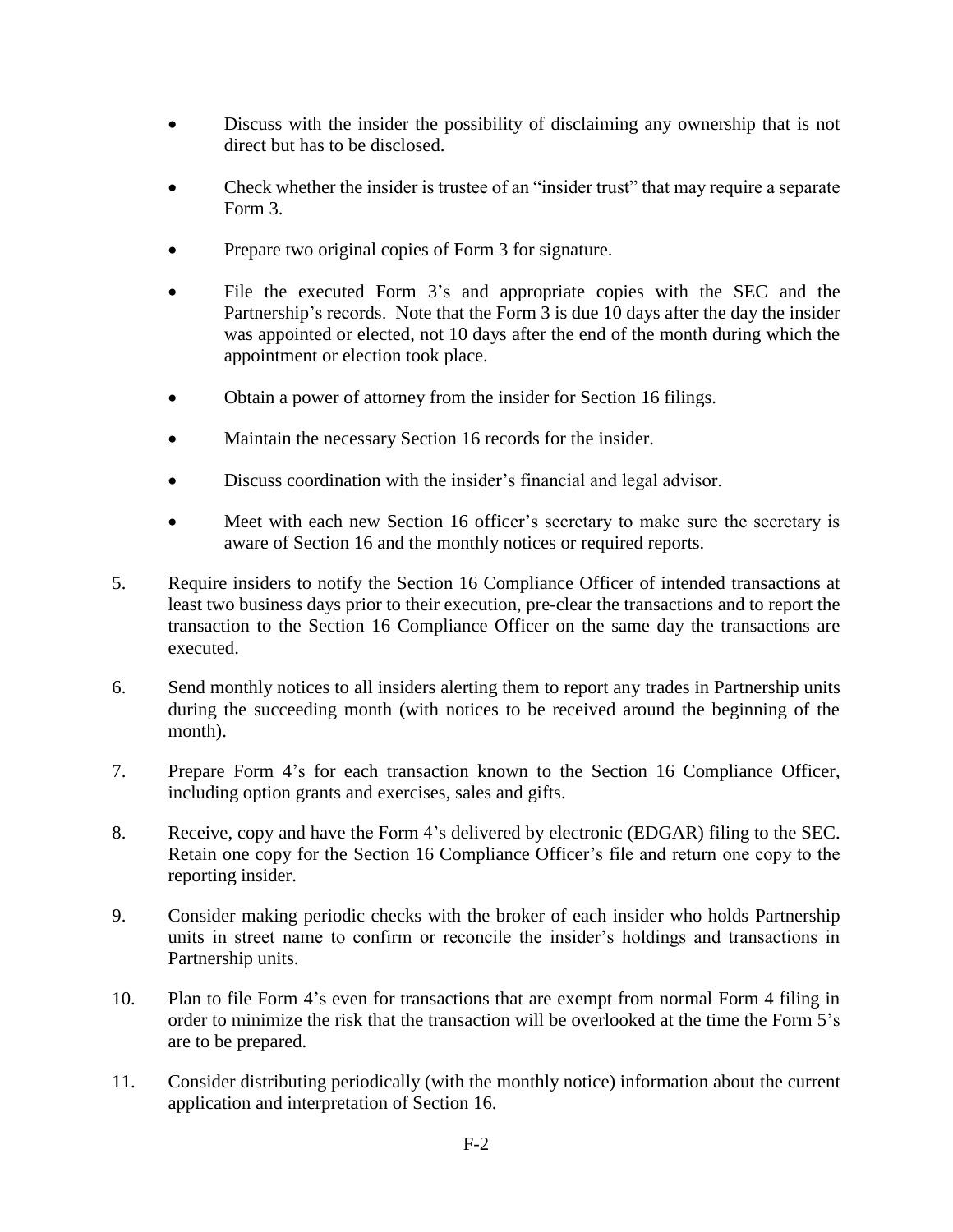- Discuss with the insider the possibility of disclaiming any ownership that is not direct but has to be disclosed.

- Check whether the insider is trustee of an "insider trust" that may require a separate Form 3.

- Prepare two original copies of Form 3 for signature.

- File the executed Form 3's and appropriate copies with the SEC and the Partnership's records. Note that the Form 3 is due 10 days after the day the insider was appointed or elected, not 10 days after the end of the month during which the appointment or election took place.

- Obtain a power of attorney from the insider for Section 16 filings.

- Maintain the necessary Section 16 records for the insider.

- Discuss coordination with the insider's financial and legal advisor.

- Meet with each new Section 16 officer's secretary to make sure the secretary is aware of Section 16 and the monthly notices or required reports.

5. Require insiders to notify the Section 16 Compliance Officer of intended transactions at least two business days prior to their execution, pre-clear the transactions and to report the transaction to the Section 16 Compliance Officer on the same day the transactions are executed.

6. Send monthly notices to all insiders alerting them to report any trades in Partnership units during the succeeding month (with notices to be received around the beginning of the month).

7. Prepare Form 4's for each transaction known to the Section 16 Compliance Officer, including option grants and exercises, sales and gifts.

8. Receive, copy and have the Form 4's delivered by electronic (EDGAR) filing to the SEC. Retain one copy for the Section 16 Compliance Officer's file and return one copy to the reporting insider.

9. Consider making periodic checks with the broker of each insider who holds Partnership units in street name to confirm or reconcile the insider's holdings and transactions in Partnership units.

10. Plan to file Form 4's even for transactions that are exempt from normal Form 4 filing in order to minimize the risk that the transaction will be overlooked at the time the Form 5's are to be prepared.

11. Consider distributing periodically (with the monthly notice) information about the current application and interpretation of Section 16.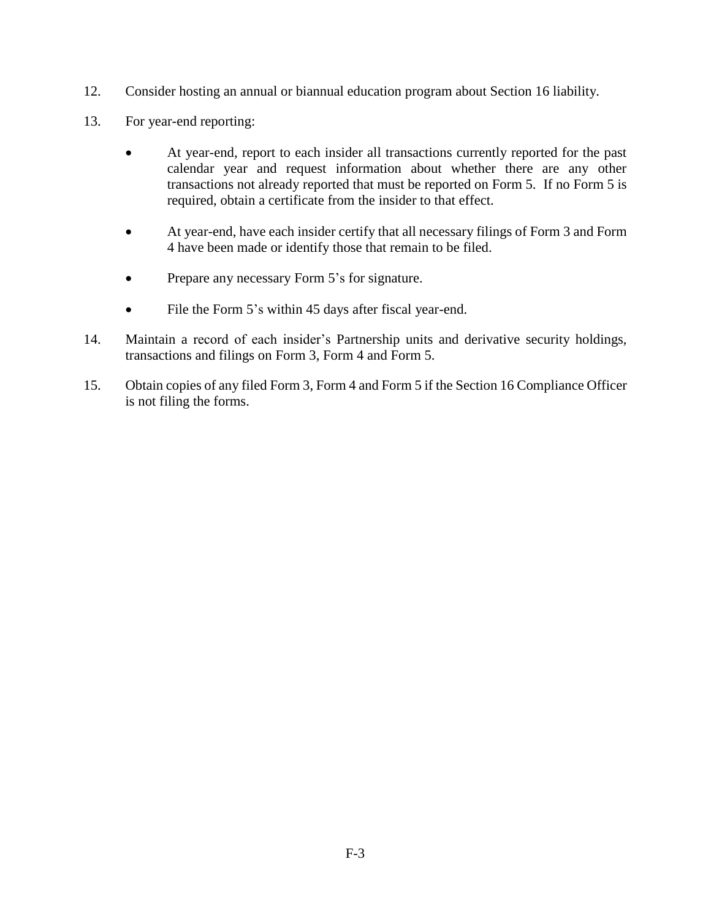12. Consider hosting an annual or biannual education program about Section 16 liability.

13. For year-end reporting:

    - At year-end, report to each insider all transactions currently reported for the past calendar year and request information about whether there are any other transactions not already reported that must be reported on Form 5. If no Form 5 is required, obtain a certificate from the insider to that effect.

    - At year-end, have each insider certify that all necessary filings of Form 3 and Form 4 have been made or identify those that remain to be filed.

    - Prepare any necessary Form 5's for signature.

    - File the Form 5's within 45 days after fiscal year-end.

14. Maintain a record of each insider's Partnership units and derivative security holdings, transactions and filings on Form 3, Form 4 and Form 5.

15. Obtain copies of any filed Form 3, Form 4 and Form 5 if the Section 16 Compliance Officer is not filing the forms.